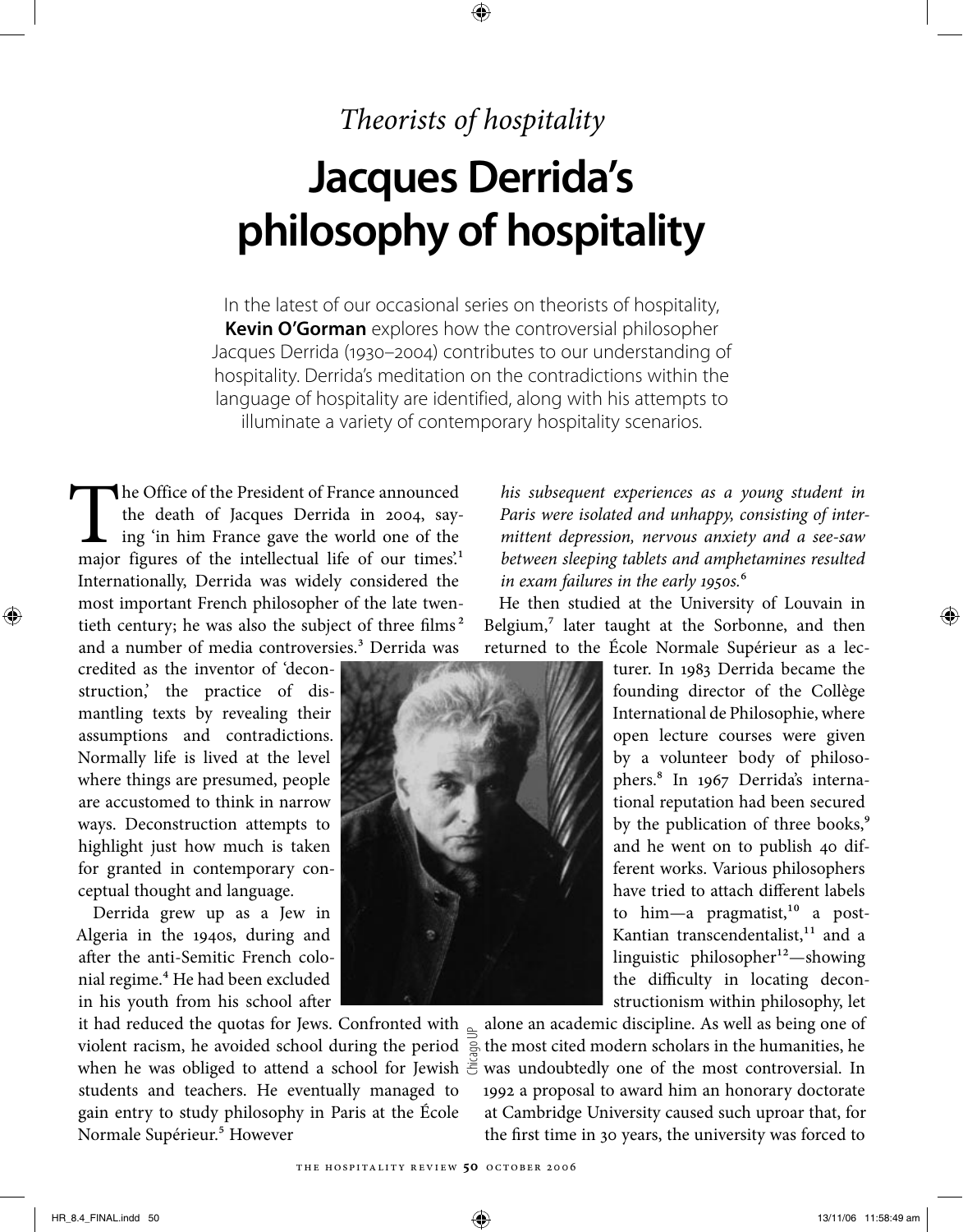*Theorists of hospitality*

# Jacques Derrida's philosophy of hospitality

In the latest of our occasional series on theorists of hospitality, **Kevin O'Gorman** explores how the controversial philosopher Jacques Derrida (1930–2004) contributes to our understanding of hospitality. Derrida's meditation on the contradictions within the language of hospitality are identified, along with his attempts to illuminate a variety of contemporary hospitality scenarios.

The Office of the President of France announced the death of Jacques Derrida in 2004, saying 'in him France gave the world one of the major figures of the intellectual life of our times'.[1] Internationally, Derrida was widely considered the most important French philosopher of the late twentieth century; he was also the subject of three films[2] and a number of media controversies.[3] Derrida was credited as the inventor of 'deconstruction,' the practice of dismantling texts by revealing their assumptions and contradictions. Normally life is lived at the level where things are presumed, people are accustomed to think in narrow ways. Deconstruction attempts to highlight just how much is taken for granted in contemporary conceptual thought and language.

Derrida grew up as a Jew in Algeria in the 1940s, during and after the anti-Semitic French colonial regime.[4] He had been excluded in his youth from his school after it had reduced the quotas for Jews. Confronted with violent racism, he avoided school during the period when he was obliged to attend a school for Jewish students and teachers. He eventually managed to gain entry to study philosophy in Paris at the École Normale Supérieur.[5] However

*his subsequent experiences as a young student in Paris were isolated and unhappy, consisting of intermittent depression, nervous anxiety and a see-saw between sleeping tablets and amphetamines resulted in exam failures in the early 1950s.*[6]

He then studied at the University of Louvain in Belgium,[7] later taught at the Sorbonne, and then returned to the École Normale Supérieur as a lecturer. In 1983 Derrida became the founding director of the Collège International de Philosophie, where open lecture courses were given by a volunteer body of philosophers.[8] In 1967 Derrida's international reputation had been secured by the publication of three books,[9] and he went on to publish 40 different works. Various philosophers have tried to attach different labels to him—a pragmatist,[10] a post-Kantian transcendentalist,[11] and a linguistic philosopher[12]—showing the difficulty in locating deconstructionism within philosophy, let alone an academic discipline. As well as being one of the most cited modern scholars in the humanities, he was undoubtedly one of the most controversial. In 1992 a proposal to award him an honorary doctorate at Cambridge University caused such uproar that, for the first time in 30 years, the university was forced to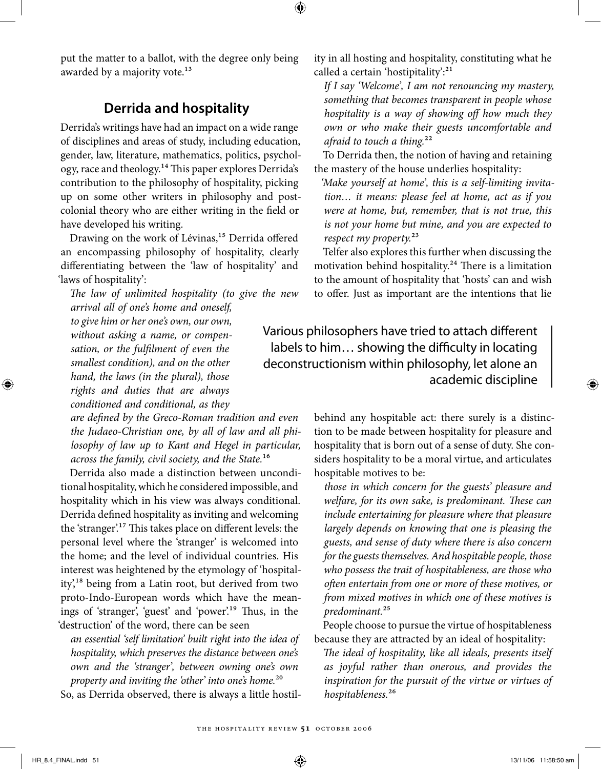put the matter to a ballot, with the degree only being awarded by a majority vote.[13]

## Derrida and hospitality

Derrida's writings have had an impact on a wide range of disciplines and areas of study, including education, gender, law, literature, mathematics, politics, psychology, race and theology.[14] This paper explores Derrida's contribution to the philosophy of hospitality, picking up on some other writers in philosophy and post-colonial theory who are either writing in the field or have developed his writing.

Drawing on the work of Lévinas,[15] Derrida offered an encompassing philosophy of hospitality, clearly differentiating between the 'law of hospitality' and 'laws of hospitality':

> *The law of unlimited hospitality (to give the new arrival all of one's home and oneself, to give him or her one's own, our own, without asking a name, or compensation, or the fulfilment of even the smallest condition), and on the other hand, the laws (in the plural), those rights and duties that are always conditioned and conditional, as they are defined by the Greco-Roman tradition and even the Judaeo-Christian one, by all of law and all philosophy of law up to Kant and Hegel in particular, across the family, civil society, and the State.*[16]

Derrida also made a distinction between unconditional hospitality, which he considered impossible, and hospitality which in his view was always conditional. Derrida defined hospitality as inviting and welcoming the 'stranger'.[17] This takes place on different levels: the personal level where the 'stranger' is welcomed into the home; and the level of individual countries. His interest was heightened by the etymology of 'hospitality',[18] being from a Latin root, but derived from two proto-Indo-European words which have the meanings of 'stranger', 'guest' and 'power'.[19] Thus, in the 'destruction' of the word, there can be seen

> *an essential 'self limitation' built right into the idea of hospitality, which preserves the distance between one's own and the 'stranger', between owning one's own property and inviting the 'other' into one's home.*[20]

So, as Derrida observed, there is always a little hostility in all hosting and hospitality, constituting what he called a certain 'hostipitality':[21]

> *If I say 'Welcome', I am not renouncing my mastery, something that becomes transparent in people whose hospitality is a way of showing off how much they own or who make their guests uncomfortable and afraid to touch a thing.*[22]

To Derrida then, the notion of having and retaining the mastery of the house underlies hospitality:

> *'Make yourself at home', this is a self-limiting invitation… it means: please feel at home, act as if you were at home, but, remember, that is not true, this is not your home but mine, and you are expected to respect my property.*[23]

Telfer also explores this further when discussing the motivation behind hospitality.[24] There is a limitation to the amount of hospitality that 'hosts' can and wish to offer. Just as important are the intentions that lie behind any hospitable act: there surely is a distinction to be made between hospitality for pleasure and hospitality that is born out of a sense of duty. She considers hospitality to be a moral virtue, and articulates hospitable motives to be:

> *those in which concern for the guests' pleasure and welfare, for its own sake, is predominant. These can include entertaining for pleasure where that pleasure largely depends on knowing that one is pleasing the guests, and sense of duty where there is also concern for the guests themselves. And hospitable people, those who possess the trait of hospitableness, are those who often entertain from one or more of these motives, or from mixed motives in which one of these motives is predominant.*[25]

People choose to pursue the virtue of hospitableness because they are attracted by an ideal of hospitality:

> *The ideal of hospitality, like all ideals, presents itself as joyful rather than onerous, and provides the inspiration for the pursuit of the virtue or virtues of hospitableness.*[26]

> Various philosophers have tried to attach different labels to him… showing the difficulty in locating deconstructionism within philosophy, let alone an academic discipline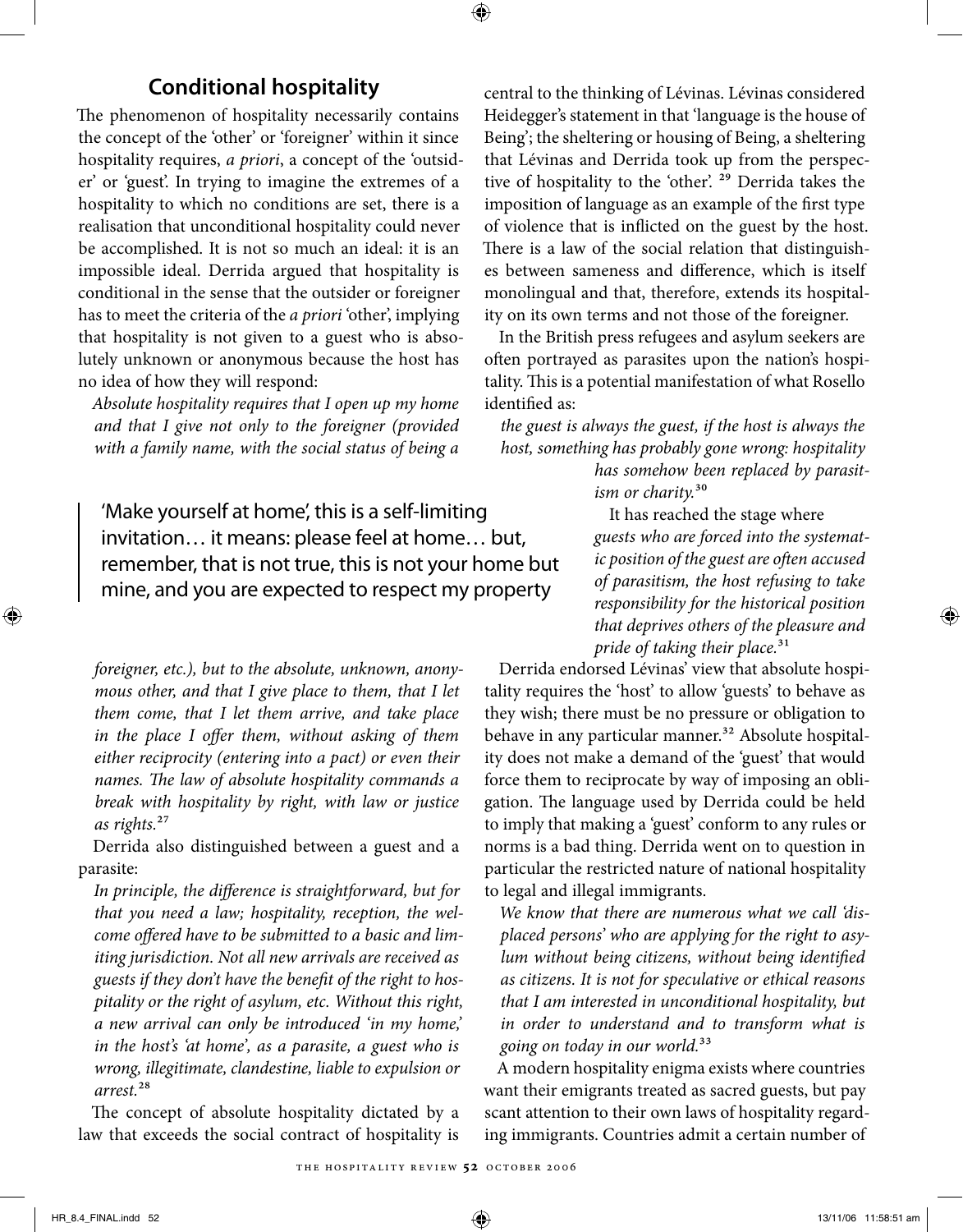## Conditional hospitality

The phenomenon of hospitality necessarily contains the concept of the 'other' or 'foreigner' within it since hospitality requires, *a priori*, a concept of the 'outsider' or 'guest'. In trying to imagine the extremes of a hospitality to which no conditions are set, there is a realisation that unconditional hospitality could never be accomplished. It is not so much an ideal: it is an impossible ideal. Derrida argued that hospitality is conditional in the sense that the outsider or foreigner has to meet the criteria of the *a priori* 'other', implying that hospitality is not given to a guest who is absolutely unknown or anonymous because the host has no idea of how they will respond:

> *Absolute hospitality requires that I open up my home and that I give not only to the foreigner (provided with a family name, with the social status of being a foreigner, etc.), but to the absolute, unknown, anonymous other, and that I give place to them, that I let them come, that I let them arrive, and take place in the place I offer them, without asking of them either reciprocity (entering into a pact) or even their names. The law of absolute hospitality commands a break with hospitality by right, with law or justice as rights.*[27]

Derrida also distinguished between a guest and a parasite:

> *In principle, the difference is straightforward, but for that you need a law; hospitality, reception, the welcome offered have to be submitted to a basic and limiting jurisdiction. Not all new arrivals are received as guests if they don't have the benefit of the right to hospitality or the right of asylum, etc. Without this right, a new arrival can only be introduced 'in my home,' in the host's 'at home', as a parasite, a guest who is wrong, illegitimate, clandestine, liable to expulsion or arrest.*[28]

The concept of absolute hospitality dictated by a law that exceeds the social contract of hospitality is central to the thinking of Lévinas. Lévinas considered Heidegger's statement in that 'language is the house of Being'; the sheltering or housing of Being, a sheltering that Lévinas and Derrida took up from the perspective of hospitality to the 'other'.[29] Derrida takes the imposition of language as an example of the first type of violence that is inflicted on the guest by the host. There is a law of the social relation that distinguishes between sameness and difference, which is itself monolingual and that, therefore, extends its hospitality on its own terms and not those of the foreigner.

> 'Make yourself at home', this is a self-limiting invitation… it means: please feel at home… but, remember, that is not true, this is not your home but mine, and you are expected to respect my property

In the British press refugees and asylum seekers are often portrayed as parasites upon the nation's hospitality. This is a potential manifestation of what Rosello identified as:

> *the guest is always the guest, if the host is always the host, something has probably gone wrong: hospitality has somehow been replaced by parasitism or charity.*[30]

It has reached the stage where

> *guests who are forced into the systematic position of the guest are often accused of parasitism, the host refusing to take responsibility for the historical position that deprives others of the pleasure and pride of taking their place.*[31]

Derrida endorsed Lévinas' view that absolute hospitality requires the 'host' to allow 'guests' to behave as they wish; there must be no pressure or obligation to behave in any particular manner.[32] Absolute hospitality does not make a demand of the 'guest' that would force them to reciprocate by way of imposing an obligation. The language used by Derrida could be held to imply that making a 'guest' conform to any rules or norms is a bad thing. Derrida went on to question in particular the restricted nature of national hospitality to legal and illegal immigrants.

> *We know that there are numerous what we call 'displaced persons' who are applying for the right to asylum without being citizens, without being identified as citizens. It is not for speculative or ethical reasons that I am interested in unconditional hospitality, but in order to understand and to transform what is going on today in our world.*[33]

A modern hospitality enigma exists where countries want their emigrants treated as sacred guests, but pay scant attention to their own laws of hospitality regarding immigrants. Countries admit a certain number of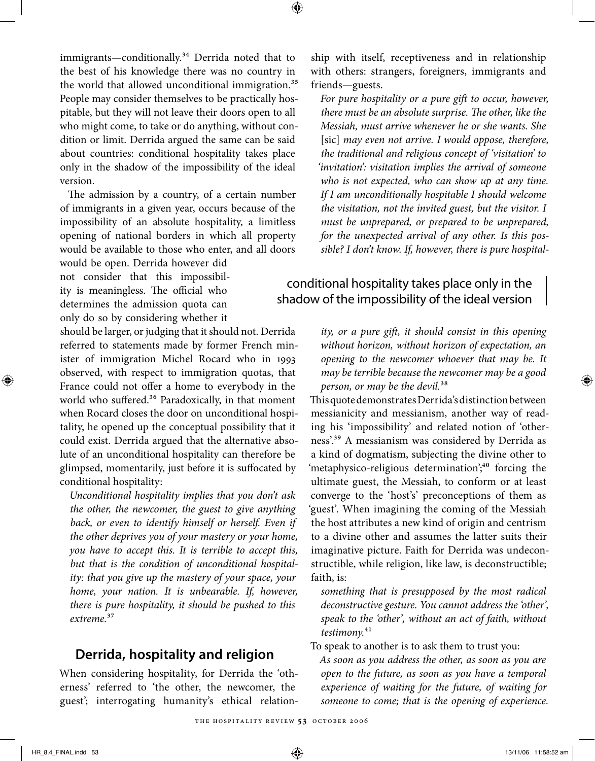immigrants—conditionally.[34] Derrida noted that to the best of his knowledge there was no country in the world that allowed unconditional immigration.[35] People may consider themselves to be practically hospitable, but they will not leave their doors open to all who might come, to take or do anything, without condition or limit. Derrida argued the same can be said about countries: conditional hospitality takes place only in the shadow of the impossibility of the ideal version.

The admission by a country, of a certain number of immigrants in a given year, occurs because of the impossibility of an absolute hospitality, a limitless opening of national borders in which all property would be available to those who enter, and all doors would be open. Derrida however did not consider that this impossibility is meaningless. The official who determines the admission quota can only do so by considering whether it should be larger, or judging that it should not. Derrida referred to statements made by former French minister of immigration Michel Rocard who in 1993 observed, with respect to immigration quotas, that France could not offer a home to everybody in the world who suffered.[36] Paradoxically, in that moment when Rocard closes the door on unconditional hospitality, he opened up the conceptual possibility that it could exist. Derrida argued that the alternative absolute of an unconditional hospitality can therefore be glimpsed, momentarily, just before it is suffocated by conditional hospitality:

> *Unconditional hospitality implies that you don't ask the other, the newcomer, the guest to give anything back, or even to identify himself or herself. Even if the other deprives you of your mastery or your home, you have to accept this. It is terrible to accept this, but that is the condition of unconditional hospitality: that you give up the mastery of your space, your home, your nation. It is unbearable. If, however, there is pure hospitality, it should be pushed to this extreme.*[37]

## Derrida, hospitality and religion

When considering hospitality, for Derrida the 'otherness' referred to 'the other, the newcomer, the guest'; interrogating humanity's ethical relationship with itself, receptiveness and in relationship with others: strangers, foreigners, immigrants and friends—guests.

> *For pure hospitality or a pure gift to occur, however, there must be an absolute surprise. The other, like the Messiah, must arrive whenever he or she wants. She* [sic] *may even not arrive. I would oppose, therefore, the traditional and religious concept of 'visitation' to 'invitation': visitation implies the arrival of someone who is not expected, who can show up at any time. If I am unconditionally hospitable I should welcome the visitation, not the invited guest, but the visitor. I must be unprepared, or prepared to be unprepared, for the unexpected arrival of any other. Is this possible? I don't know. If, however, there is pure hospitality, or a pure gift, it should consist in this opening without horizon, without horizon of expectation, an opening to the newcomer whoever that may be. It may be terrible because the newcomer may be a good person, or may be the devil.*[38]

conditional hospitality takes place only in the shadow of the impossibility of the ideal version

This quote demonstrates Derrida's distinction between messianicity and messianism, another way of reading his 'impossibility' and related notion of 'otherness'.[39] A messianism was considered by Derrida as a kind of dogmatism, subjecting the divine other to 'metaphysico-religious determination';[40] forcing the ultimate guest, the Messiah, to conform or at least converge to the 'host's' preconceptions of them as 'guest'. When imagining the coming of the Messiah the host attributes a new kind of origin and centrism to a divine other and assumes the latter suits their imaginative picture. Faith for Derrida was undeconstructible, while religion, like law, is deconstructible; faith, is:

> *something that is presupposed by the most radical deconstructive gesture. You cannot address the 'other', speak to the 'other', without an act of faith, without testimony.*[41]

To speak to another is to ask them to trust you:

> *As soon as you address the other, as soon as you are open to the future, as soon as you have a temporal experience of waiting for the future, of waiting for someone to come; that is the opening of experience.*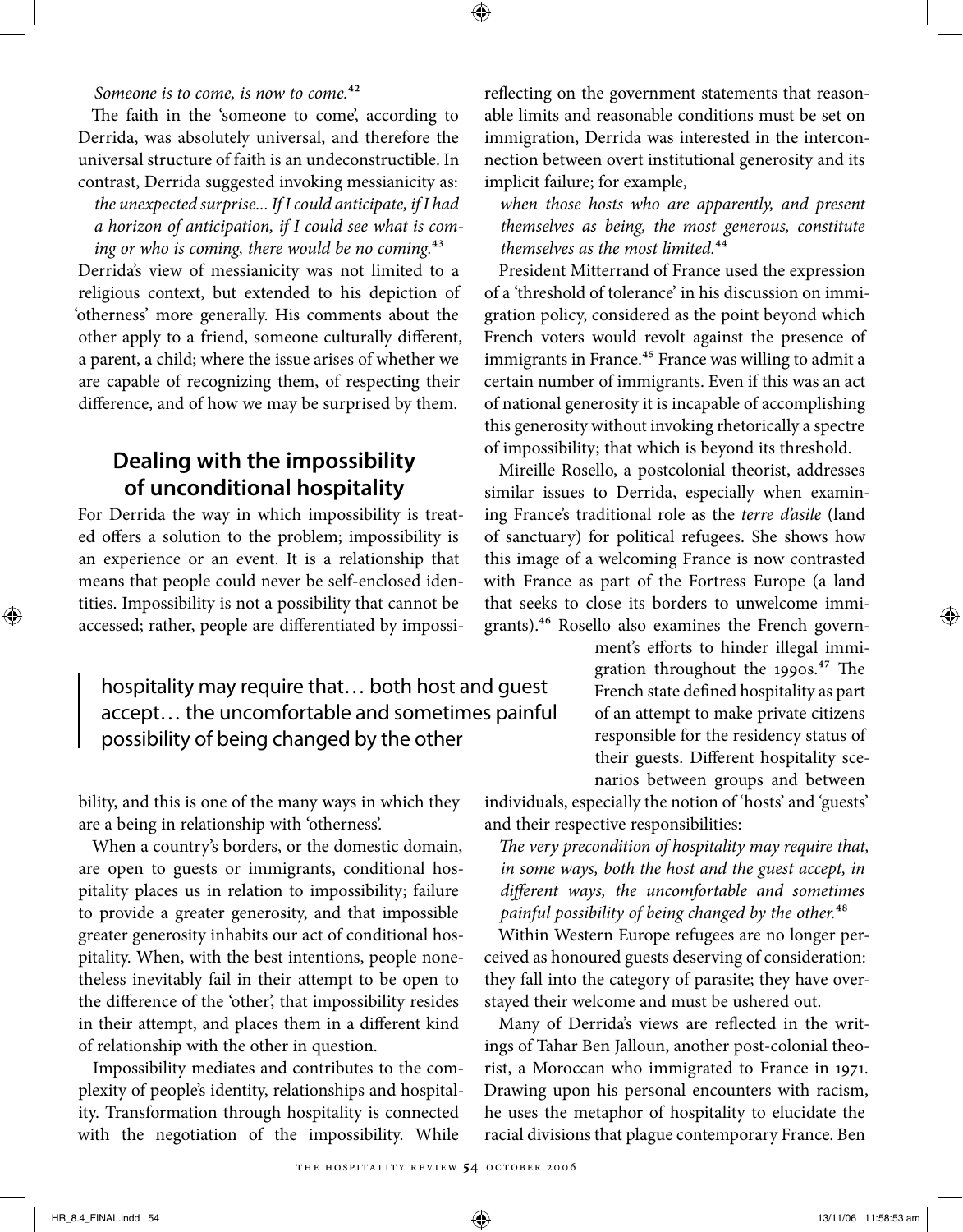*Someone is to come, is now to come.*[42]

The faith in the 'someone to come', according to Derrida, was absolutely universal, and therefore the universal structure of faith is an undeconstructible. In contrast, Derrida suggested invoking messianicity as:

*the unexpected surprise... If I could anticipate, if I had a horizon of anticipation, if I could see what is coming or who is coming, there would be no coming.*[43]

Derrida's view of messianicity was not limited to a religious context, but extended to his depiction of 'otherness' more generally. His comments about the other apply to a friend, someone culturally different, a parent, a child; where the issue arises of whether we are capable of recognizing them, of respecting their difference, and of how we may be surprised by them.

## Dealing with the impossibility of unconditional hospitality

For Derrida the way in which impossibility is treated offers a solution to the problem; impossibility is an experience or an event. It is a relationship that means that people could never be self-enclosed identities. Impossibility is not a possibility that cannot be accessed; rather, people are differentiated by impossibility, and this is one of the many ways in which they are a being in relationship with 'otherness'.

When a country's borders, or the domestic domain, are open to guests or immigrants, conditional hospitality places us in relation to impossibility; failure to provide a greater generosity, and that impossible greater generosity inhabits our act of conditional hospitality. When, with the best intentions, people nonetheless inevitably fail in their attempt to be open to the difference of the 'other', that impossibility resides in their attempt, and places them in a different kind of relationship with the other in question.

Impossibility mediates and contributes to the complexity of people's identity, relationships and hospitality. Transformation through hospitality is connected with the negotiation of the impossibility. While reflecting on the government statements that reasonable limits and reasonable conditions must be set on immigration, Derrida was interested in the interconnection between overt institutional generosity and its implicit failure; for example,

*when those hosts who are apparently, and present themselves as being, the most generous, constitute themselves as the most limited.*[44]

President Mitterrand of France used the expression of a 'threshold of tolerance' in his discussion on immigration policy, considered as the point beyond which French voters would revolt against the presence of immigrants in France.[45] France was willing to admit a certain number of immigrants. Even if this was an act of national generosity it is incapable of accomplishing this generosity without invoking rhetorically a spectre of impossibility; that which is beyond its threshold.

Mireille Rosello, a postcolonial theorist, addresses similar issues to Derrida, especially when examining France's traditional role as the *terre d'asile* (land of sanctuary) for political refugees. She shows how this image of a welcoming France is now contrasted with France as part of the Fortress Europe (a land that seeks to close its borders to unwelcome immigrants).[46] Rosello also examines the French government's efforts to hinder illegal immigration throughout the 1990s.[47] The French state defined hospitality as part of an attempt to make private citizens responsible for the residency status of their guests. Different hospitality scenarios between groups and between individuals, especially the notion of 'hosts' and 'guests' and their respective responsibilities:

*The very precondition of hospitality may require that, in some ways, both the host and the guest accept, in different ways, the uncomfortable and sometimes painful possibility of being changed by the other.*[48]

Within Western Europe refugees are no longer perceived as honoured guests deserving of consideration: they fall into the category of parasite; they have overstayed their welcome and must be ushered out.

Many of Derrida's views are reflected in the writings of Tahar Ben Jalloun, another post-colonial theorist, a Moroccan who immigrated to France in 1971. Drawing upon his personal encounters with racism, he uses the metaphor of hospitality to elucidate the racial divisions that plague contemporary France. Ben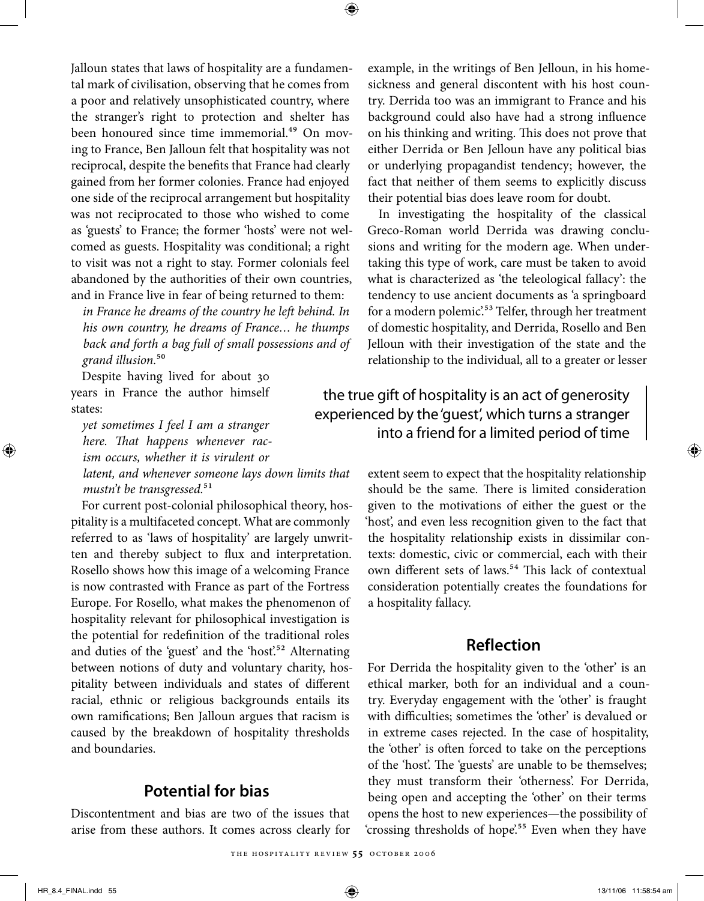Jalloun states that laws of hospitality are a fundamental mark of civilisation, observing that he comes from a poor and relatively unsophisticated country, where the stranger's right to protection and shelter has been honoured since time immemorial.[49] On moving to France, Ben Jalloun felt that hospitality was not reciprocal, despite the benefits that France had clearly gained from her former colonies. France had enjoyed one side of the reciprocal arrangement but hospitality was not reciprocated to those who wished to come as 'guests' to France; the former 'hosts' were not welcomed as guests. Hospitality was conditional; a right to visit was not a right to stay. Former colonials feel abandoned by the authorities of their own countries, and in France live in fear of being returned to them:

> *in France he dreams of the country he left behind. In his own country, he dreams of France… he thumps back and forth a bag full of small possessions and of grand illusion.*[50]

Despite having lived for about 30 years in France the author himself states:

> *yet sometimes I feel I am a stranger here. That happens whenever racism occurs, whether it is virulent or latent, and whenever someone lays down limits that mustn't be transgressed.*[51]

For current post-colonial philosophical theory, hospitality is a multifaceted concept. What are commonly referred to as 'laws of hospitality' are largely unwritten and thereby subject to flux and interpretation. Rosello shows how this image of a welcoming France is now contrasted with France as part of the Fortress Europe. For Rosello, what makes the phenomenon of hospitality relevant for philosophical investigation is the potential for redefinition of the traditional roles and duties of the 'guest' and the 'host'.[52] Alternating between notions of duty and voluntary charity, hospitality between individuals and states of different racial, ethnic or religious backgrounds entails its own ramifications; Ben Jalloun argues that racism is caused by the breakdown of hospitality thresholds and boundaries.

## Potential for bias

Discontentment and bias are two of the issues that arise from these authors. It comes across clearly for example, in the writings of Ben Jelloun, in his homesickness and general discontent with his host country. Derrida too was an immigrant to France and his background could also have had a strong influence on his thinking and writing. This does not prove that either Derrida or Ben Jelloun have any political bias or underlying propagandist tendency; however, the fact that neither of them seems to explicitly discuss their potential bias does leave room for doubt.

In investigating the hospitality of the classical Greco-Roman world Derrida was drawing conclusions and writing for the modern age. When undertaking this type of work, care must be taken to avoid what is characterized as 'the teleological fallacy': the tendency to use ancient documents as 'a springboard for a modern polemic'.[53] Telfer, through her treatment of domestic hospitality, and Derrida, Rosello and Ben Jelloun with their investigation of the state and the relationship to the individual, all to a greater or lesser extent seem to expect that the hospitality relationship should be the same. There is limited consideration given to the motivations of either the guest or the 'host', and even less recognition given to the fact that the hospitality relationship exists in dissimilar contexts: domestic, civic or commercial, each with their own different sets of laws.[54] This lack of contextual consideration potentially creates the foundations for a hospitality fallacy.

> the true gift of hospitality is an act of generosity experienced by the 'guest', which turns a stranger into a friend for a limited period of time

## Reflection

For Derrida the hospitality given to the 'other' is an ethical marker, both for an individual and a country. Everyday engagement with the 'other' is fraught with difficulties; sometimes the 'other' is devalued or in extreme cases rejected. In the case of hospitality, the 'other' is often forced to take on the perceptions of the 'host'. The 'guests' are unable to be themselves; they must transform their 'otherness'. For Derrida, being open and accepting the 'other' on their terms opens the host to new experiences—the possibility of 'crossing thresholds of hope'.[55] Even when they have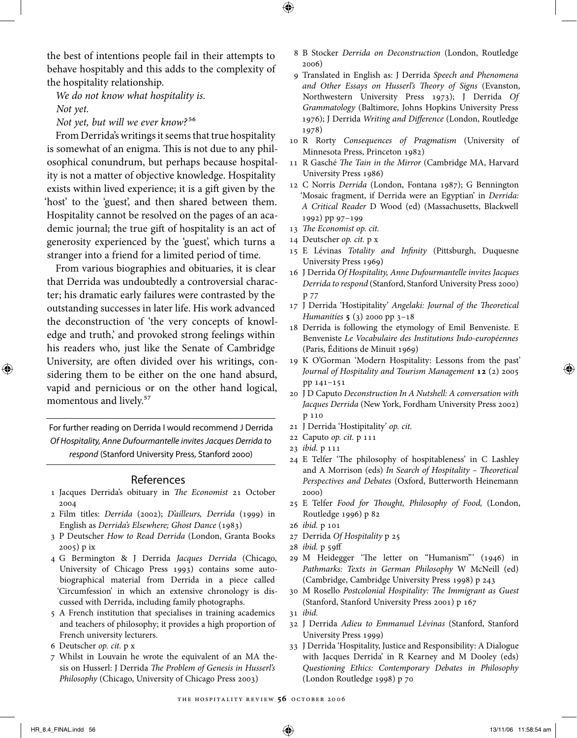the best of intentions people fail in their attempts to behave hospitably and this adds to the complexity of the hospitality relationship.

*We do not know what hospitality is.*
*Not yet.*
*Not yet, but will we ever know?*[56]

From Derrida's writings it seems that true hospitality is somewhat of an enigma. This is not due to any philosophical conundrum, but perhaps because hospitality is not a matter of objective knowledge. Hospitality exists within lived experience; it is a gift given by the 'host' to the 'guest', and then shared between them. Hospitality cannot be resolved on the pages of an academic journal; the true gift of hospitality is an act of generosity experienced by the 'guest', which turns a stranger into a friend for a limited period of time.

From various biographies and obituaries, it is clear that Derrida was undoubtedly a controversial character; his dramatic early failures were contrasted by the outstanding successes in later life. His work advanced the deconstruction of 'the very concepts of knowledge and truth,' and provoked strong feelings within his readers who, just like the Senate of Cambridge University, are often divided over his writings, considering them to be either on the one hand absurd, vapid and pernicious or on the other hand logical, momentous and lively.[57]

---

For further reading on Derrida I would recommend J Derrida *Of Hospitality, Anne Dufourmantelle invites Jacques Derrida to respond* (Stanford University Press, Stanford 2000)

---

## References

1. Jacques Derrida's obituary in *The Economist* 21 October 2004
2. Film titles: *Derrida* (2002); *D'ailleurs, Derrida* (1999) in English as *Derrida's Elsewhere; Ghost Dance* (1983)
3. P Deutscher *How to Read Derrida* (London, Granta Books 2005) p ix
4. G Bermington & J Derrida *Jacques Derrida* (Chicago, University of Chicago Press 1993) contains some autobiographical material from Derrida in a piece called 'Circumfession' in which an extensive chronology is discussed with Derrida, including family photographs.
5. A French institution that specialises in training academics and teachers of philosophy; it provides a high proportion of French university lecturers.
6. Deutscher *op. cit.* p x
7. Whilst in Louvain he wrote the equivalent of an MA thesis on Husserl: J Derrida *The Problem of Genesis in Husserl's Philosophy* (Chicago, University of Chicago Press 2003)
8. B Stocker *Derrida on Deconstruction* (London, Routledge 2006)
9. Translated in English as: J Derrida *Speech and Phenomena and Other Essays on Husserl's Theory of Signs* (Evanston, Northwestern University Press 1973); J Derrida *Of Grammatology* (Baltimore, Johns Hopkins University Press 1976); J Derrida *Writing and Difference* (London, Routledge 1978)
10. R Rorty *Consequences of Pragmatism* (University of Minnesota Press, Princeton 1982)
11. R Gasché *The Tain in the Mirror* (Cambridge MA, Harvard University Press 1986)
12. C Norris *Derrida* (London, Fontana 1987); G Bennington 'Mosaic fragment, if Derrida were an Egyptian' in *Derrida: A Critical Reader* D Wood (ed) (Massachusetts, Blackwell 1992) pp 97–199
13. *The Economist op. cit.*
14. Deutscher *op. cit.* p x
15. E Lévinas *Totality and Infinity* (Pittsburgh, Duquesne University Press 1969)
16. J Derrida *Of Hospitality, Anne Dufourmantelle invites Jacques Derrida to respond* (Stanford, Stanford University Press 2000) p 77
17. J Derrida 'Hostipitality' *Angelaki: Journal of the Theoretical Humanities* **5** (3) 2000 pp 3–18
18. Derrida is following the etymology of Emil Benveniste. E Benveniste *Le Vocabulaire des Institutions Indo-européennes* (Paris, Éditions de Minuit 1969)
19. K O'Gorman 'Modern Hospitality: Lessons from the past' *Journal of Hospitality and Tourism Management* **12** (2) 2005 pp 141–151
20. J D Caputo *Deconstruction In A Nutshell: A conversation with Jacques Derrida* (New York, Fordham University Press 2002) p 110
21. J Derrida 'Hostipitality' *op. cit.*
22. Caputo *op. cit.* p 111
23. *ibid.* p 111
24. E Telfer 'The philosophy of hospitableness' in C Lashley and A Morrison (eds) *In Search of Hospitality – Theoretical Perspectives and Debates* (Oxford, Butterworth Heinemann 2000)
25. E Telfer *Food for Thought, Philosophy of Food,* (London, Routledge 1996) p 82
26. *ibid.* p 101
27. Derrida *Of Hospitality* p 25
28. *ibid.* p 59ff
29. M Heidegger 'The letter on "Humanism"' (1946) in *Pathmarks: Texts in German Philosophy* W McNeill (ed) (Cambridge, Cambridge University Press 1998) p 243
30. M Rosello *Postcolonial Hospitality: The Immigrant as Guest* (Stanford, Stanford University Press 2001) p 167
31. *ibid.*
32. J Derrida *Adieu to Emmanuel Lévinas* (Stanford, Stanford University Press 1999)
33. J Derrida 'Hospitality, Justice and Responsibility: A Dialogue with Jacques Derrida' in R Kearney and M Dooley (eds) *Questioning Ethics: Contemporary Debates in Philosophy* (London Routledge 1998) p 70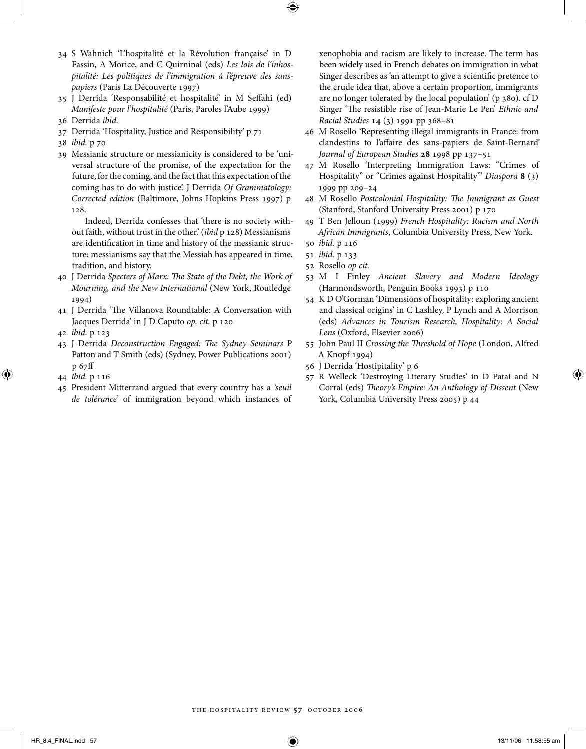34 S Wahnich 'L'hospitalité et la Révolution française' in D Fassin, A Morice, and C Quirninal (eds) *Les lois de l'inhospitalité: Les politiques de l'immigration à l'épreuve des sans-papiers* (Paris La Découverte 1997)

35 J Derrida 'Responsabilité et hospitalité' in M Seffahi (ed) *Manifeste pour l'hospitalité* (Paris, Paroles l'Aube 1999)

36 Derrida *ibid.*

37 Derrida 'Hospitality, Justice and Responsibility' p 71

38 *ibid.* p 70

39 Messianic structure or messianicity is considered to be 'universal structure of the promise, of the expectation for the future, for the coming, and the fact that this expectation of the coming has to do with justice'. J Derrida *Of Grammatology: Corrected edition* (Baltimore, Johns Hopkins Press 1997) p 128.

Indeed, Derrida confesses that 'there is no society without faith, without trust in the other.' (*ibid* p 128) Messianisms are identification in time and history of the messianic structure; messianisms say that the Messiah has appeared in time, tradition, and history.

40 J Derrida *Specters of Marx: The State of the Debt, the Work of Mourning, and the New International* (New York, Routledge 1994)

41 J Derrida 'The Villanova Roundtable: A Conversation with Jacques Derrida' in J D Caputo *op. cit.* p 120

42 *ibid.* p 123

43 J Derrida *Deconstruction Engaged: The Sydney Seminars* P Patton and T Smith (eds) (Sydney, Power Publications 2001) p 67ff

44 *ibid.* p 116

45 President Mitterrand argued that every country has a *'seuil de tolérance'* of immigration beyond which instances of xenophobia and racism are likely to increase. The term has been widely used in French debates on immigration in what Singer describes as 'an attempt to give a scientific pretence to the crude idea that, above a certain proportion, immigrants are no longer tolerated by the local population' (p 380). cf D Singer 'The resistible rise of Jean-Marie Le Pen' *Ethnic and Racial Studies* **14** (3) 1991 pp 368–81

46 M Rosello 'Representing illegal immigrants in France: from clandestins to l'affaire des sans-papiers de Saint-Bernard' *Journal of European Studies* **28** 1998 pp 137–51

47 M Rosello 'Interpreting Immigration Laws: "Crimes of Hospitality" or "Crimes against Hospitality"' *Diaspora* **8** (3) 1999 pp 209–24

48 M Rosello *Postcolonial Hospitality: The Immigrant as Guest* (Stanford, Stanford University Press 2001) p 170

49 T Ben Jelloun (1999) *French Hospitality: Racism and North African Immigrants*, Columbia University Press, New York.

50 *ibid.* p 116

51 *ibid.* p 133

52 Rosello *op cit.*

53 M I Finley *Ancient Slavery and Modern Ideology* (Harmondsworth, Penguin Books 1993) p 110

54 K D O'Gorman 'Dimensions of hospitality: exploring ancient and classical origins' in C Lashley, P Lynch and A Morrison (eds) *Advances in Tourism Research, Hospitality: A Social Lens* (Oxford, Elsevier 2006)

55 John Paul II *Crossing the Threshold of Hope* (London, Alfred A Knopf 1994)

56 J Derrida 'Hostipitality' p 6

57 R Welleck 'Destroying Literary Studies' in D Patai and N Corral (eds) *Theory's Empire: An Anthology of Dissent* (New York, Columbia University Press 2005) p 44